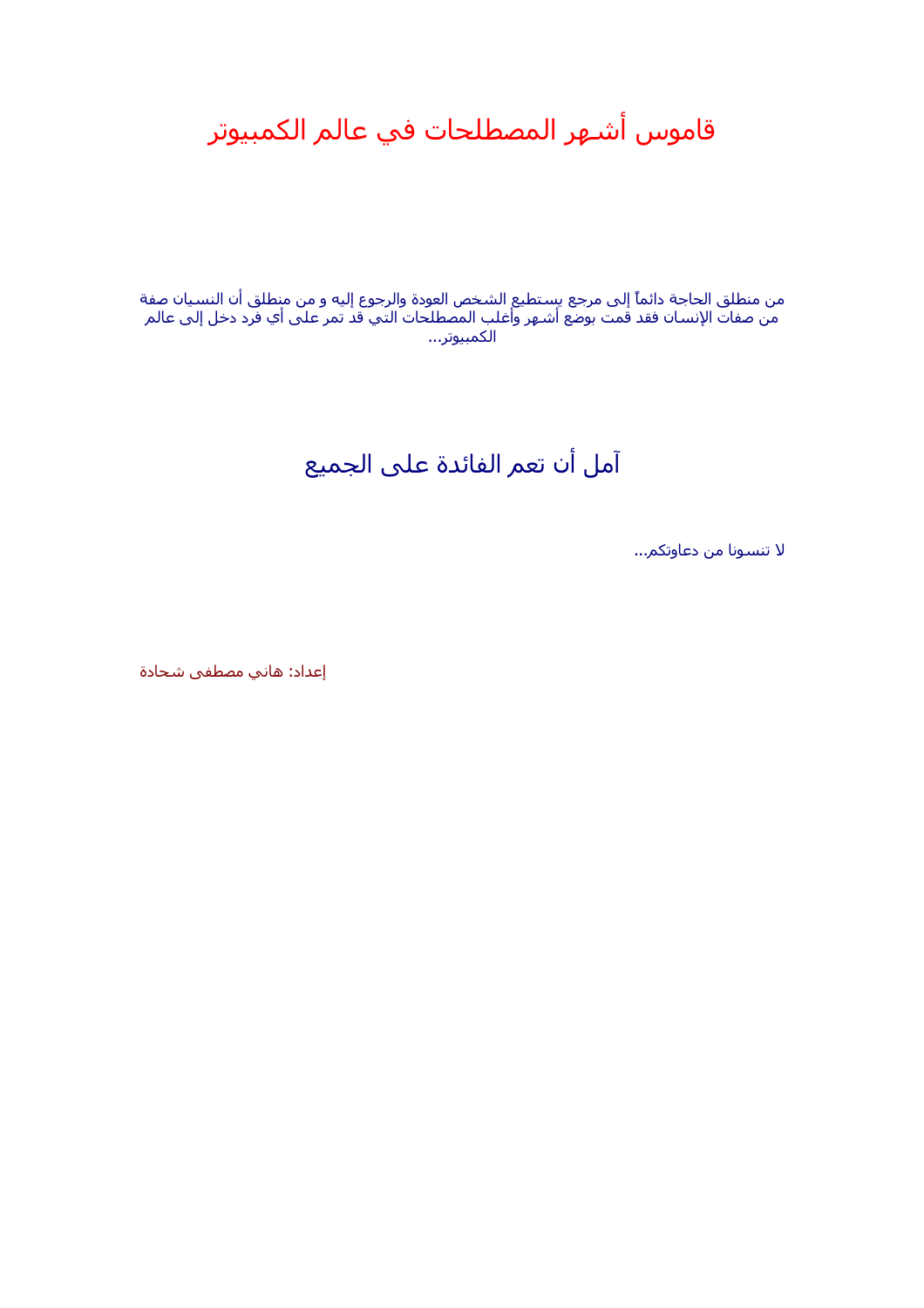# قاموس أشهر المصطلحات في عالم الكمبيوتر

من منطلق الحاجة دائماً إلى مرجع يستطيع الشخص العودة والرجوع إليه و من منطلق أن النسيان صفة من صفات الإنسان فقد قمت بوضع أشهر وأغلب المصطلحات التي قد تمر على أي فرد دخل إلى عالم الكمبيوتر...

## آمل أن تعم الفائدة على الجميع

لا تنسونا من دعاوتكم...

إعداد: هاني مصطفى شحادة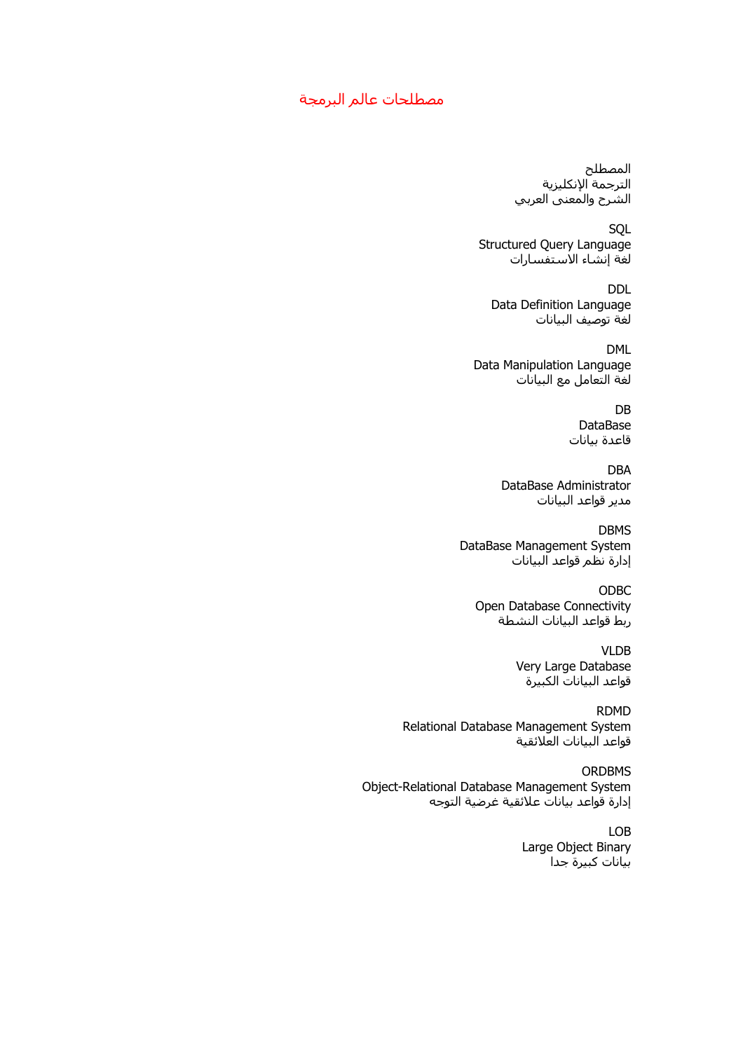## مصطلحات عالم البرمجة

المصطلح
الترجمة الإنكليزية
الشرح والمعنى العربي

SQL
Structured Query Language
لغة إنشاء الاستفسارات

DDL
Data Definition Language
لغة توصيف البيانات

DML
Data Manipulation Language
لغة التعامل مع البيانات

DB
DataBase
قاعدة بيانات

DBA
DataBase Administrator
مدير قواعد البيانات

DBMS
DataBase Management System
إدارة نظم قواعد البيانات

ODBC
Open Database Connectivity
ربط قواعد البيانات النشطة

VLDB
Very Large Database
قواعد البيانات الكبيرة

RDMD
Relational Database Management System
قواعد البيانات العلائقية

ORDBMS
Object-Relational Database Management System
إدارة قواعد بيانات علائقية غرضية التوجه

LOB
Large Object Binary
بيانات كبيرة جدا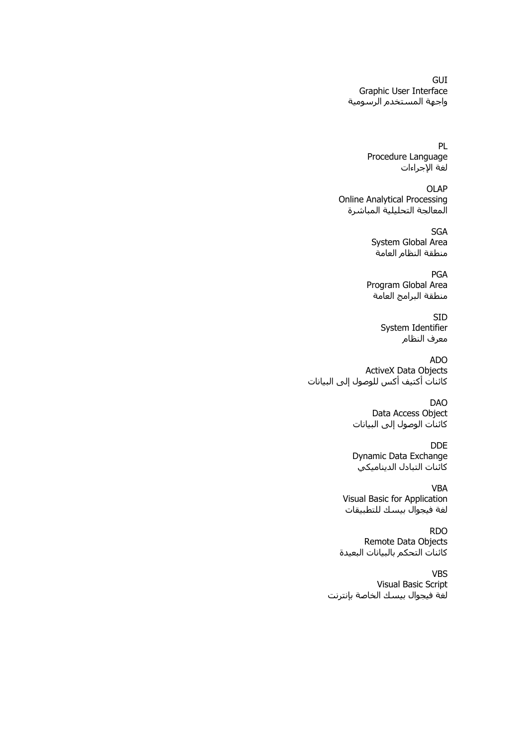GUI
Graphic User Interface
واجهة المستخدم الرسومية

PL
Procedure Language
لغة الإجراءات

OLAP
Online Analytical Processing
المعالجة التحليلية المباشرة

SGA
System Global Area
منطقة النظام العامة

PGA
Program Global Area
منطقة البرامج العامة

SID
System Identifier
معرف النظام

ADO
ActiveX Data Objects
كائنات أكتيف أكس للوصول إلى البيانات

DAO
Data Access Object
كائنات الوصول إلى البيانات

DDE
Dynamic Data Exchange
كائنات التبادل الديناميكي

VBA
Visual Basic for Application
لغة فيجوال بيسك للتطبيقات

RDO
Remote Data Objects
كائنات التحكم بالبيانات البعيدة

VBS
Visual Basic Script
لغة فيجوال بيسك الخاصة بإنترنت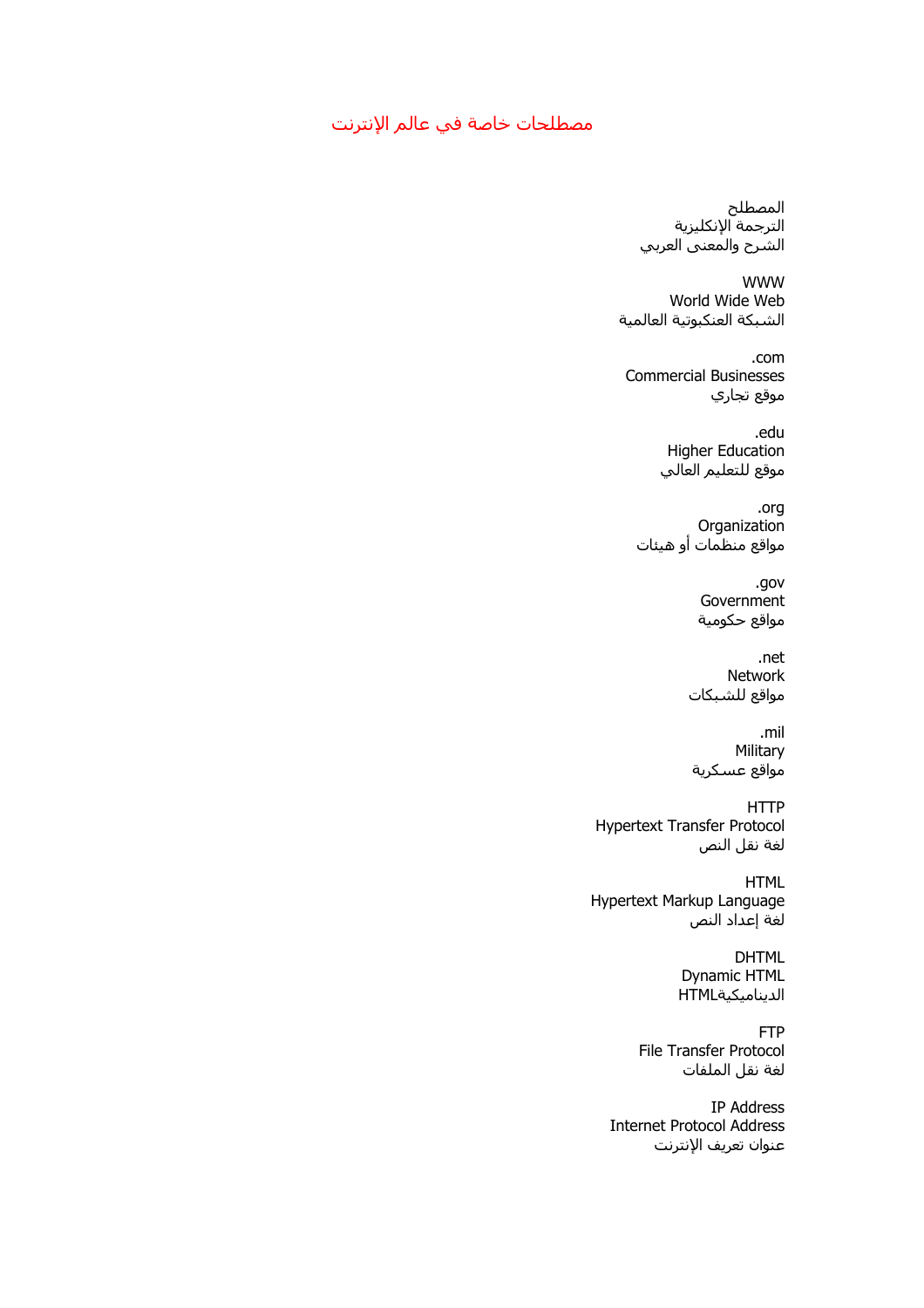## مصطلحات خاصة في عالم الإنترنت

| المصطلح | الترجمة الإنكليزية | الشرح والمعنى العربي |
| --- | --- | --- |
| WWW | World Wide Web | الشبكة العنكبوتية العالمية |
| .com | Commercial Businesses | موقع تجاري |
| .edu | Higher Education | موقع للتعليم العالي |
| .org | Organization | مواقع منظمات أو هيئات |
| .gov | Government | مواقع حكومية |
| .net | Network | مواقع للشبكات |
| .mil | Military | مواقع عسكرية |
| HTTP | Hypertext Transfer Protocol | لغة نقل النص |
| HTML | Hypertext Markup Language | لغة إعداد النص |
| DHTML | Dynamic HTML | HTMLالديناميكية |
| FTP | File Transfer Protocol | لغة نقل الملفات |
| IP Address | Internet Protocol Address | عنوان تعريف الإنترنت |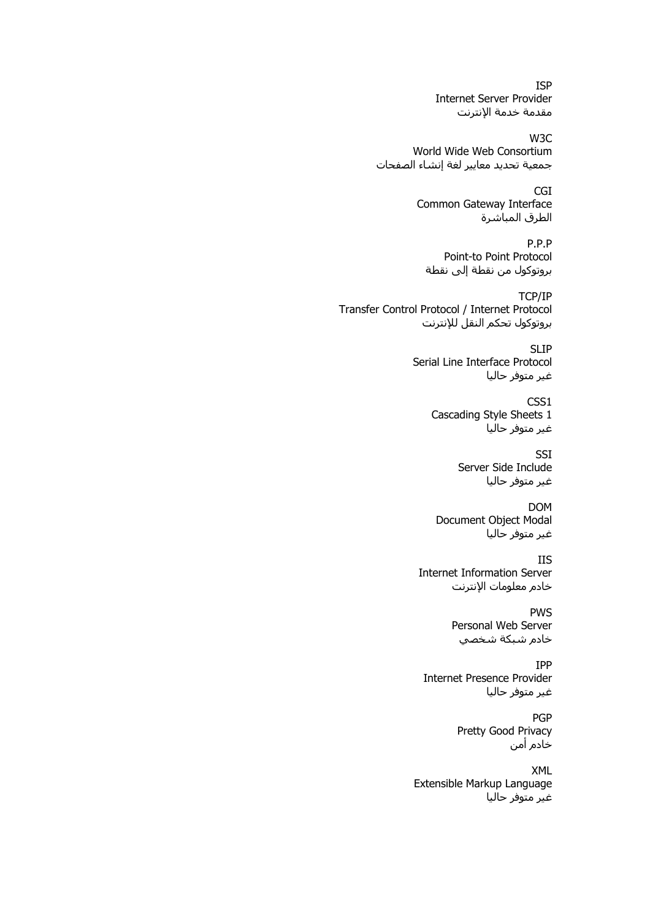ISP
Internet Server Provider
مقدمة خدمة الإنترنت

W3C
World Wide Web Consortium
جمعية تحديد معايير لغة إنشاء الصفحات

CGI
Common Gateway Interface
الطرق المباشرة

P.P.P
Point-to Point Protocol
بروتوكول من نقطة إلى نقطة

TCP/IP
Transfer Control Protocol / Internet Protocol
بروتوكول تحكم النقل للإنترنت

SLIP
Serial Line Interface Protocol
غير متوفر حاليا

CSS1
Cascading Style Sheets 1
غير متوفر حاليا

SSI
Server Side Include
غير متوفر حاليا

DOM
Document Object Modal
غير متوفر حاليا

IIS
Internet Information Server
خادم معلومات الإنترنت

PWS
Personal Web Server
خادم شبكة شخصي

IPP
Internet Presence Provider
غير متوفر حاليا

PGP
Pretty Good Privacy
خادم أمن

XML
Extensible Markup Language
غير متوفر حاليا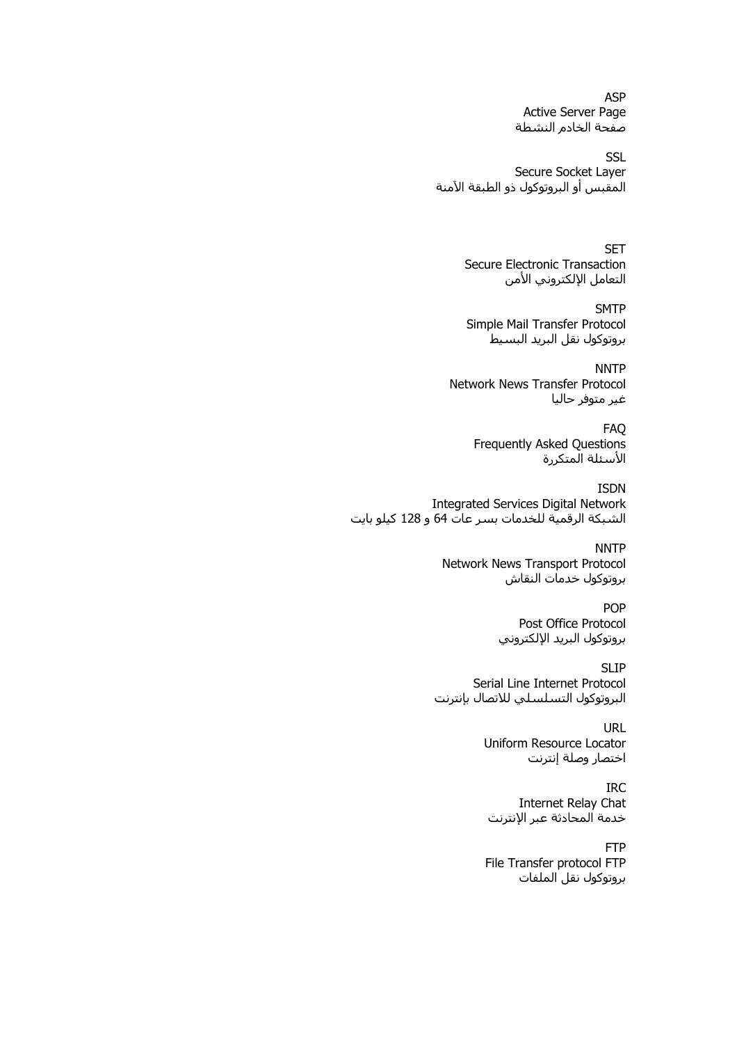ASP
Active Server Page
صفحة الخادم النشطة

SSL
Secure Socket Layer
المقبس أو البروتوكول ذو الطبقة الآمنة

SET
Secure Electronic Transaction
التعامل الإلكتروني الأمن

SMTP
Simple Mail Transfer Protocol
بروتوكول نقل البريد البسيط

NNTP
Network News Transfer Protocol
غير متوفر حاليا

FAQ
Frequently Asked Questions
الأسئلة المتكررة

ISDN
Integrated Services Digital Network
الشبكة الرقمية للخدمات بسر عات 64 و 128 كيلو بايت

NNTP
Network News Transport Protocol
بروتوكول خدمات النقاش

POP
Post Office Protocol
بروتوكول البريد الإلكتروني

SLIP
Serial Line Internet Protocol
البروتوكول التسلسلي للاتصال بإنترنت

URL
Uniform Resource Locator
اختصار وصلة إنترنت

IRC
Internet Relay Chat
خدمة المحادثة عبر الإنترنت

FTP
File Transfer protocol FTP
بروتوكول نقل الملفات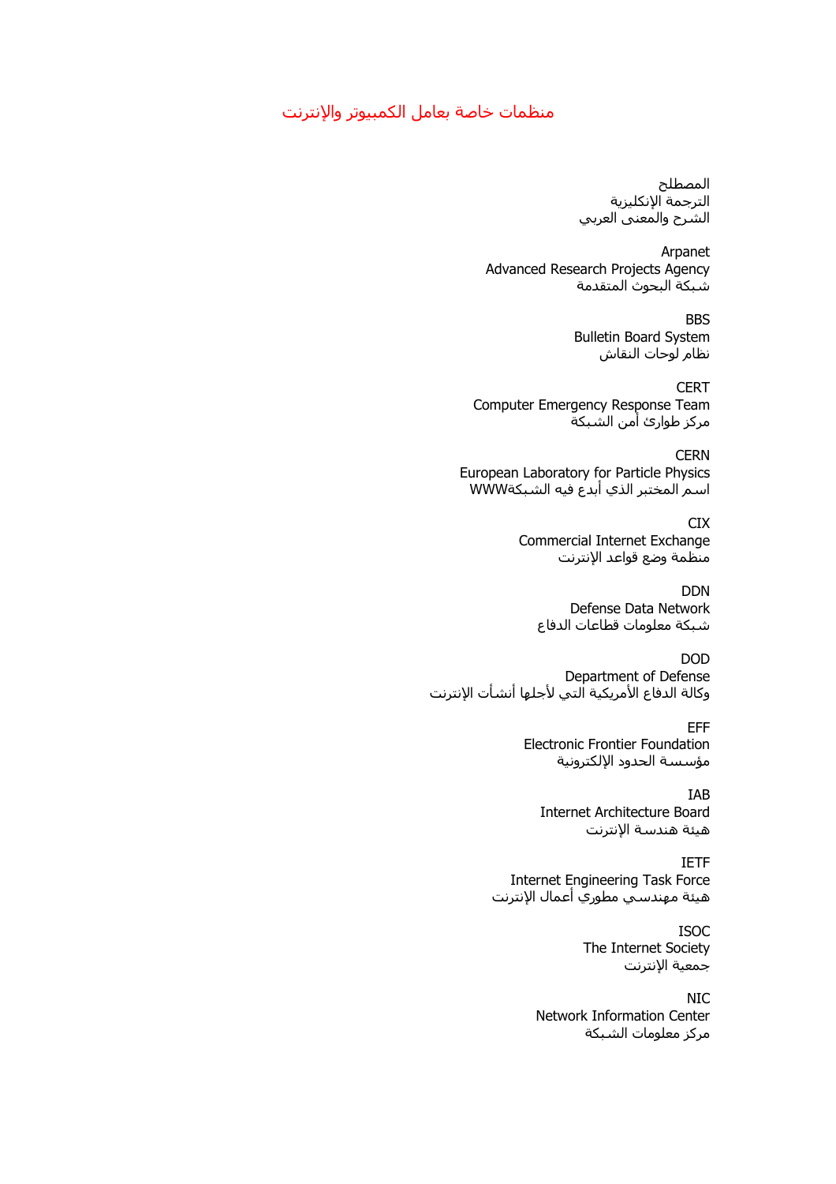# منظمات خاصة بعامل الكمبيوتر والإنترنت

المصطلح
الترجمة الإنكليزية
الشرح والمعنى العربي

Arpanet
Advanced Research Projects Agency
شبكة البحوث المتقدمة

BBS
Bulletin Board System
نظام لوحات النقاش

CERT
Computer Emergency Response Team
مركز طوارئ أمن الشبكة

CERN
European Laboratory for Particle Physics
اسم المختبر الذي أبدع فيه الشبكةWWW

CIX
Commercial Internet Exchange
منظمة وضع قواعد الإنترنت

DDN
Defense Data Network
شبكة معلومات قطاعات الدفاع

DOD
Department of Defense
وكالة الدفاع الأمريكية التي لأجلها أنشأت الإنترنت

EFF
Electronic Frontier Foundation
مؤسسة الحدود الإلكترونية

IAB
Internet Architecture Board
هيئة هندسة الإنترنت

IETF
Internet Engineering Task Force
هيئة مهندسي مطوري أعمال الإنترنت

ISOC
The Internet Society
جمعية الإنترنت

NIC
Network Information Center
مركز معلومات الشبكة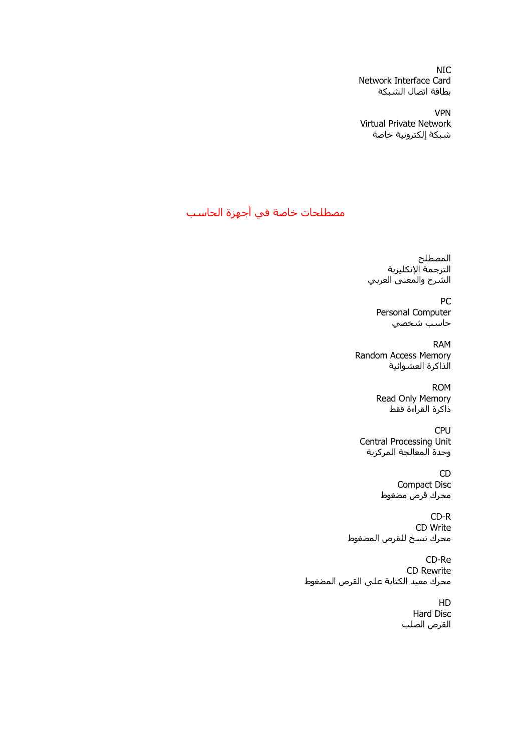NIC
Network Interface Card
بطاقة اتصال الشبكة

VPN
Virtual Private Network
شبكة إلكترونية خاصة

## مصطلحات خاصة في أجهزة الحاسب

المصطلح
الترجمة الإنكليزية
الشرح والمعنى العربي

PC
Personal Computer
حاسب شخصي

RAM
Random Access Memory
الذاكرة العشوائية

ROM
Read Only Memory
ذاكرة القراءة فقط

CPU
Central Processing Unit
وحدة المعالجة المركزية

CD
Compact Disc
محرك قرص مضغوط

CD-R
CD Write
محرك نسخ للقرص المضغوط

CD-Re
CD Rewrite
محرك معيد الكتابة على القرص المضغوط

HD
Hard Disc
القرص الصلب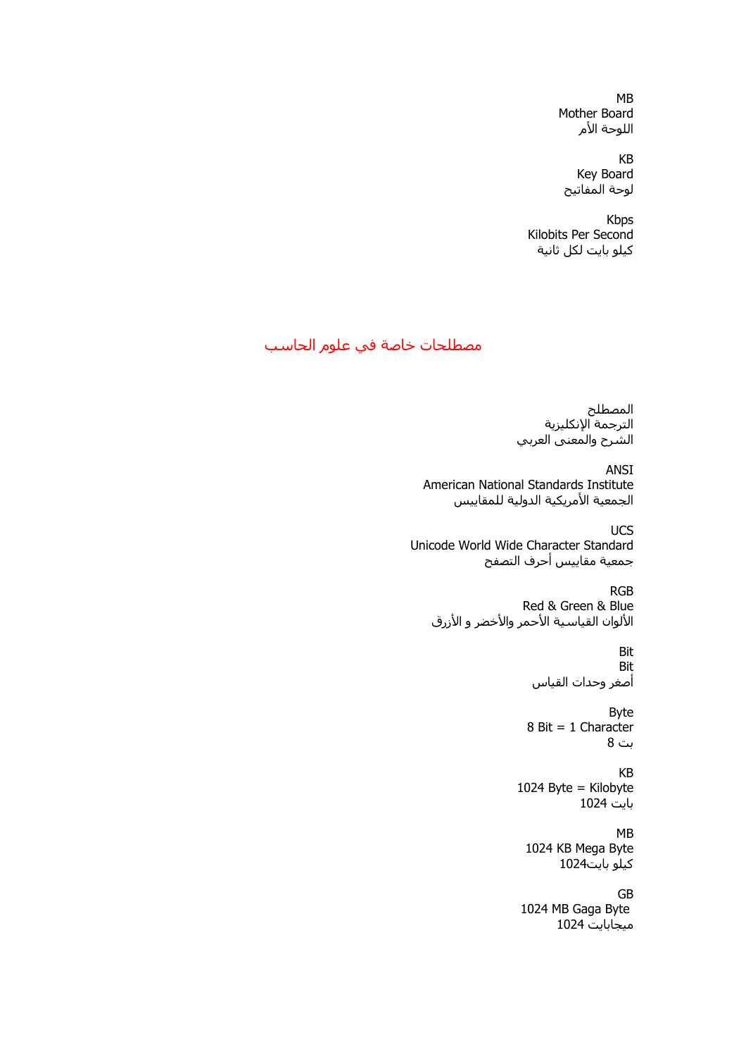MB
Mother Board
اللوحة الأم

KB
Key Board
لوحة المفاتيح

Kbps
Kilobits Per Second
كيلو بايت لكل ثانية

## مصطلحات خاصة في علوم الحاسب

المصطلح
الترجمة الإنكليزية
الشرح والمعنى العربي

ANSI
American National Standards Institute
الجمعية الأمريكية الدولية للمقاييس

UCS
Unicode World Wide Character Standard
جمعية مقاييس أحرف التصفح

RGB
Red & Green & Blue
الألوان القياسية الأحمر والأخضر و الأزرق

Bit
Bit
أصغر وحدات القياس

Byte
8 Bit = 1 Character
8 بت

KB
1024 Byte = Kilobyte
1024 بايت

MB
1024 KB Mega Byte
كيلو بايت1024

GB
1024 MB Gaga Byte
ميجابايت 1024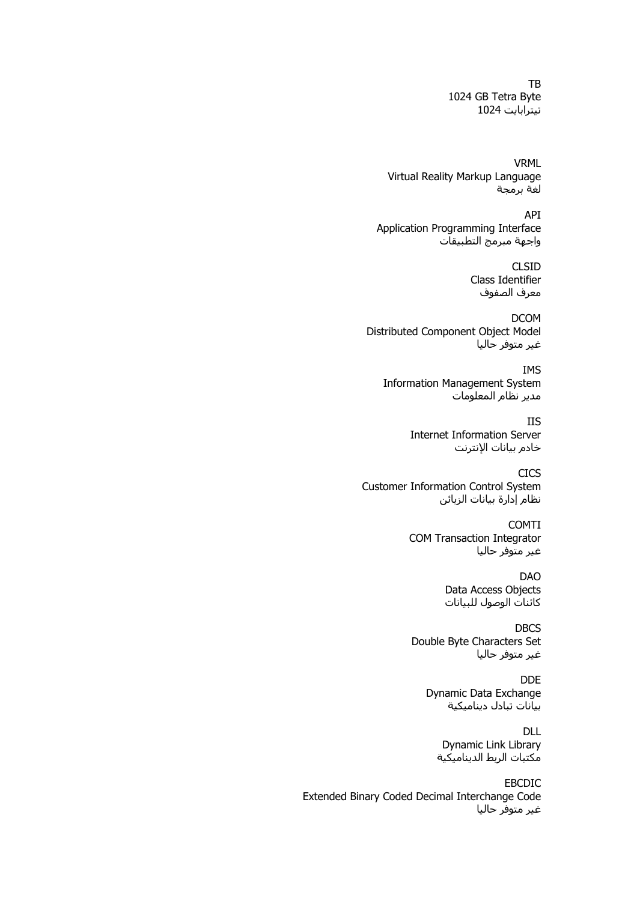TB
1024 GB Tetra Byte
تيترابايت 1024

VRML
Virtual Reality Markup Language
لغة برمجة

API
Application Programming Interface
واجهة مبرمج التطبيقات

CLSID
Class Identifier
معرف الصفوف

DCOM
Distributed Component Object Model
غير متوفر حاليا

IMS
Information Management System
مدير نظام المعلومات

IIS
Internet Information Server
خادم بيانات الإنترنت

CICS
Customer Information Control System
نظام إدارة بيانات الزبائن

COMTI
COM Transaction Integrator
غير متوفر حاليا

DAO
Data Access Objects
كائنات الوصول للبيانات

DBCS
Double Byte Characters Set
غير متوفر حاليا

DDE
Dynamic Data Exchange
بيانات تبادل ديناميكية

DLL
Dynamic Link Library
مكتبات الربط الديناميكية

EBCDIC
Extended Binary Coded Decimal Interchange Code
غير متوفر حاليا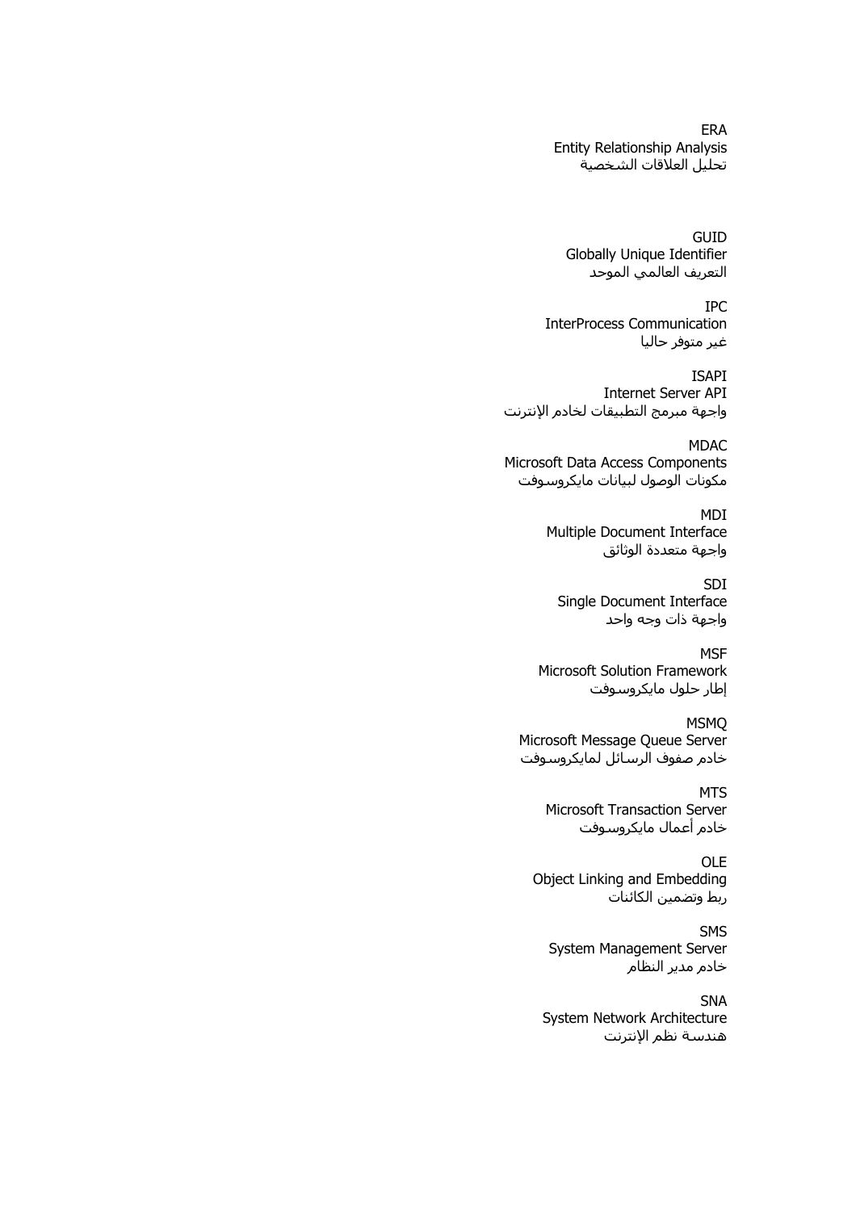ERA
Entity Relationship Analysis
تحليل العلاقات الشخصية

GUID
Globally Unique Identifier
التعريف العالمي الموحد

IPC
InterProcess Communication
غير متوفر حاليا

ISAPI
Internet Server API
واجهة مبرمج التطبيقات لخادم الإنترنت

MDAC
Microsoft Data Access Components
مكونات الوصول لبيانات مايكروسوفت

MDI
Multiple Document Interface
واجهة متعددة الوثائق

SDI
Single Document Interface
واجهة ذات وجه واحد

MSF
Microsoft Solution Framework
إطار حلول مايكروسوفت

MSMQ
Microsoft Message Queue Server
خادم صفوف الرسائل لمايكروسوفت

MTS
Microsoft Transaction Server
خادم أعمال مايكروسوفت

OLE
Object Linking and Embedding
ربط وتضمين الكائنات

SMS
System Management Server
خادم مدير النظام

SNA
System Network Architecture
هندسة نظم الإنترنت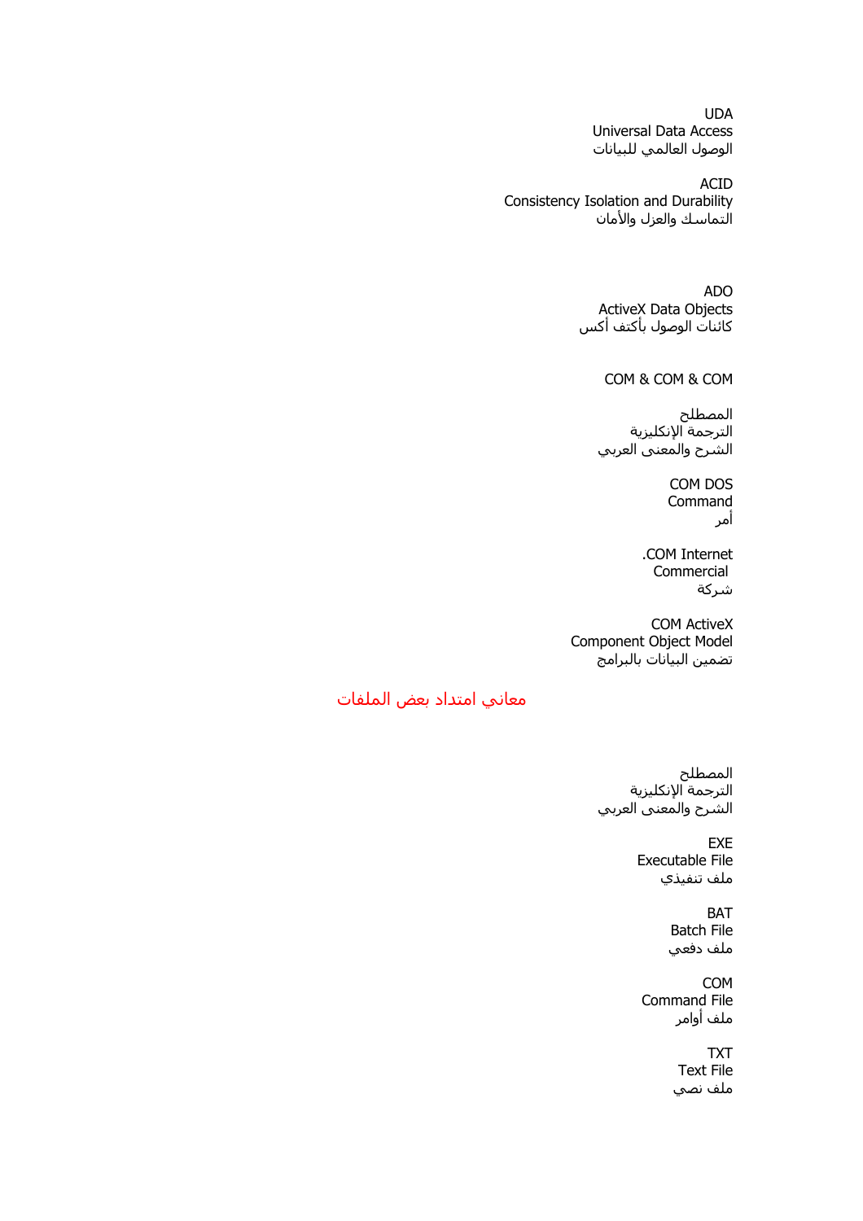UDA
Universal Data Access
الوصول العالمي للبيانات

ACID
Consistency Isolation and Durability
التماسك والعزل والأمان

ADO
ActiveX Data Objects
كائنات الوصول بأكتف أكس

COM & COM & COM

المصطلح
الترجمة الإنكليزية
الشرح والمعنى العربي

COM DOS
Command
أمر

.COM Internet
Commercial
شركة

COM ActiveX
Component Object Model
تضمين البيانات بالبرامج

## معاني امتداد بعض الملفات

المصطلح
الترجمة الإنكليزية
الشرح والمعنى العربي

EXE
Executable File
ملف تنفيذي

BAT
Batch File
ملف دفعي

COM
Command File
ملف أوامر

TXT
Text File
ملف نصي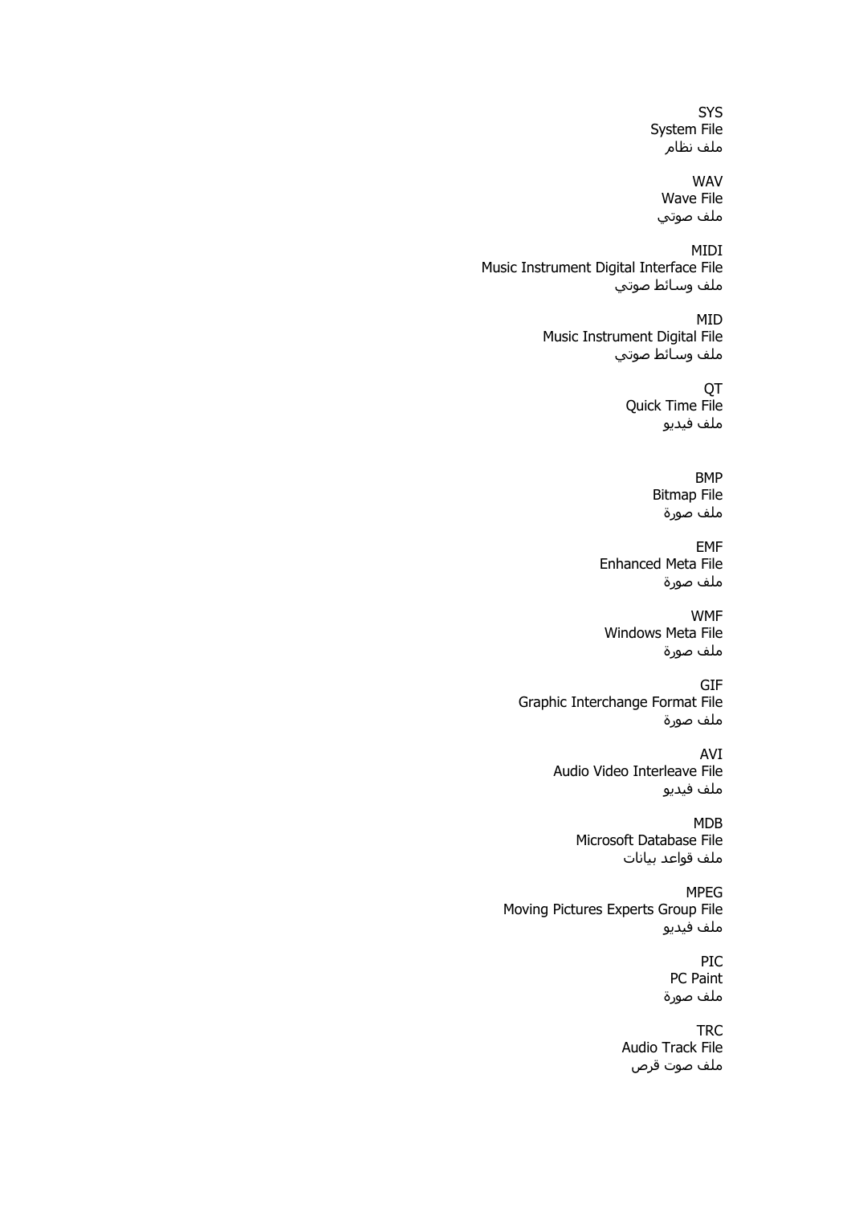SYS
System File
ملف نظام

WAV
Wave File
ملف صوتي

MIDI
Music Instrument Digital Interface File
ملف وسائط صوتي

MID
Music Instrument Digital File
ملف وسائط صوتي

QT
Quick Time File
ملف فيديو

BMP
Bitmap File
ملف صورة

EMF
Enhanced Meta File
ملف صورة

WMF
Windows Meta File
ملف صورة

GIF
Graphic Interchange Format File
ملف صورة

AVI
Audio Video Interleave File
ملف فيديو

MDB
Microsoft Database File
ملف قواعد بيانات

MPEG
Moving Pictures Experts Group File
ملف فيديو

PIC
PC Paint
ملف صورة

TRC
Audio Track File
ملف صوت قرص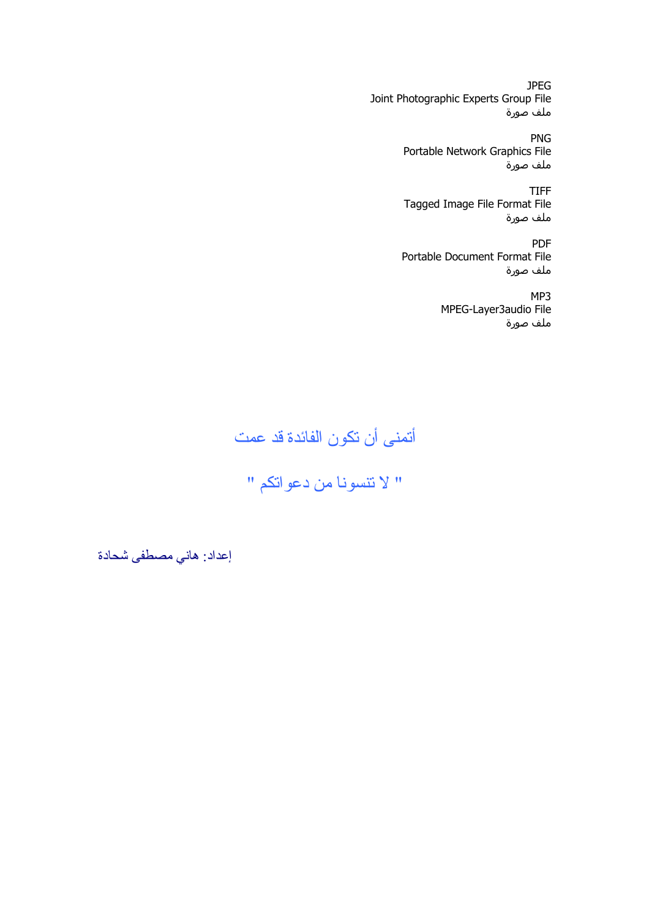JPEG
Joint Photographic Experts Group File
ملف صورة

PNG
Portable Network Graphics File
ملف صورة

TIFF
Tagged Image File Format File
ملف صورة

PDF
Portable Document Format File
ملف صورة

MP3
MPEG-Layer3audio File
ملف صورة

أتمنى أن تكون الفائدة قد عمت

" لا تنسونا من دعواتكم "

إعداد: هاني مصطفى شحادة